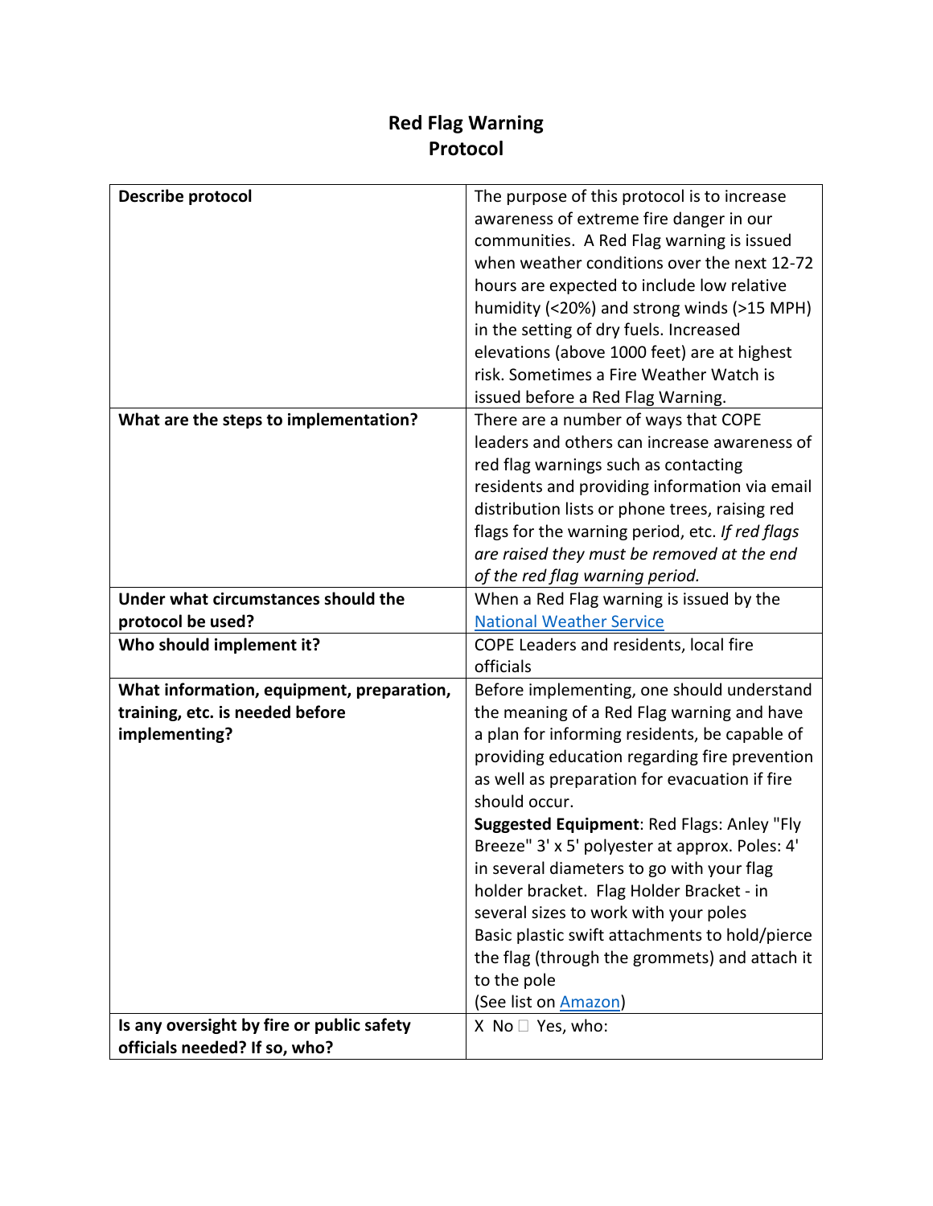# Red Flag Warning
# Protocol

| | |
|---|---|
| **Describe protocol** | The purpose of this protocol is to increase awareness of extreme fire danger in our communities. A Red Flag warning is issued when weather conditions over the next 12-72 hours are expected to include low relative humidity (<20%) and strong winds (>15 MPH) in the setting of dry fuels. Increased elevations (above 1000 feet) are at highest risk. Sometimes a Fire Weather Watch is issued before a Red Flag Warning. |
| **What are the steps to implementation?** | There are a number of ways that COPE leaders and others can increase awareness of red flag warnings such as contacting residents and providing information via email distribution lists or phone trees, raising red flags for the warning period, etc. *If red flags are raised they must be removed at the end of the red flag warning period.* |
| **Under what circumstances should the protocol be used?** | When a Red Flag warning is issued by the National Weather Service |
| **Who should implement it?** | COPE Leaders and residents, local fire officials |
| **What information, equipment, preparation, training, etc. is needed before implementing?** | Before implementing, one should understand the meaning of a Red Flag warning and have a plan for informing residents, be capable of providing education regarding fire prevention as well as preparation for evacuation if fire should occur.<br>**Suggested Equipment**: Red Flags: Anley "Fly Breeze" 3' x 5' polyester at approx. Poles: 4' in several diameters to go with your flag holder bracket. Flag Holder Bracket - in several sizes to work with your poles<br>Basic plastic swift attachments to hold/pierce the flag (through the grommets) and attach it to the pole<br>(See list on Amazon) |
| **Is any oversight by fire or public safety officials needed? If so, who?** | X No ☐ Yes, who: |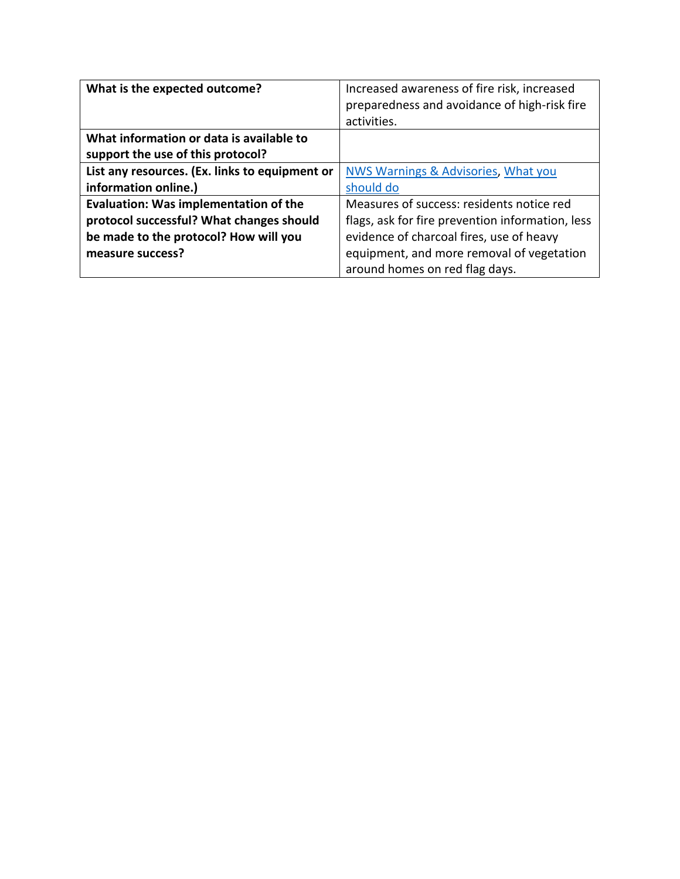| | |
|---|---|
| **What is the expected outcome?** | Increased awareness of fire risk, increased preparedness and avoidance of high-risk fire activities. |
| **What information or data is available to support the use of this protocol?** | |
| **List any resources. (Ex. links to equipment or information online.)** | NWS Warnings & Advisories, What you should do |
| **Evaluation: Was implementation of the protocol successful? What changes should be made to the protocol? How will you measure success?** | Measures of success: residents notice red flags, ask for fire prevention information, less evidence of charcoal fires, use of heavy equipment, and more removal of vegetation around homes on red flag days. |